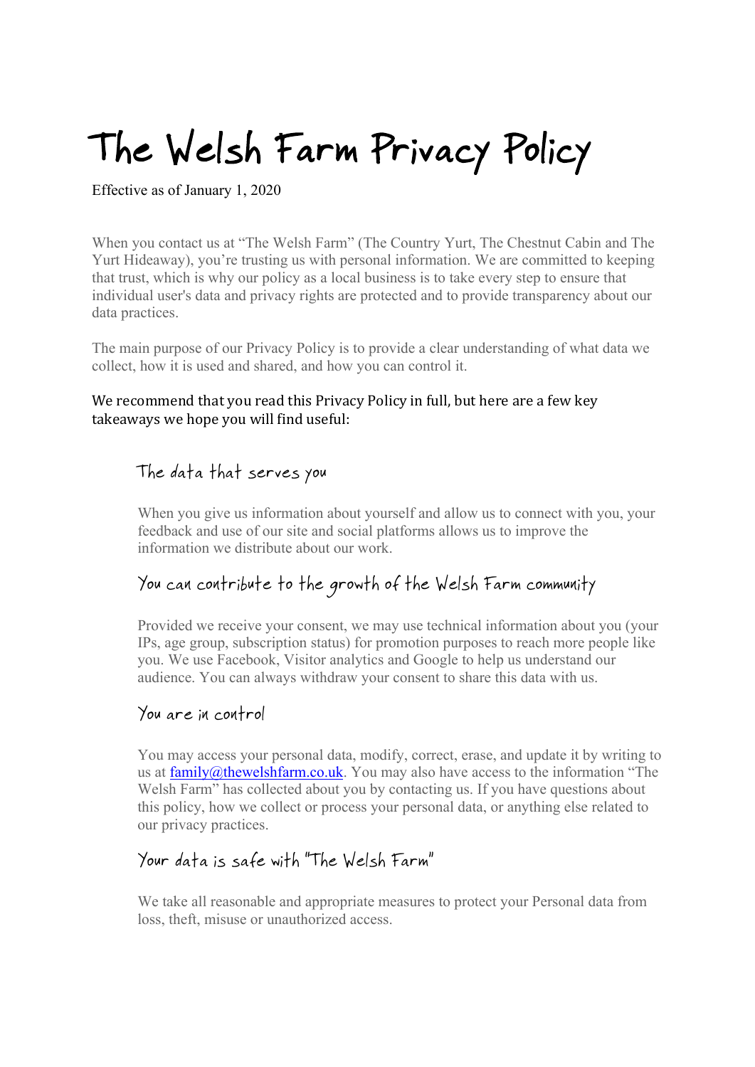# The Welsh Farm Privacy Policy

Effective as of January 1, 2020

When you contact us at "The Welsh Farm" (The Country Yurt, The Chestnut Cabin and The Yurt Hideaway), you're trusting us with personal information. We are committed to keeping that trust, which is why our policy as a local business is to take every step to ensure that individual user's data and privacy rights are protected and to provide transparency about our data practices.

The main purpose of our Privacy Policy is to provide a clear understanding of what data we collect, how it is used and shared, and how you can control it.

We recommend that you read this Privacy Policy in full, but here are a few key takeaways we hope you will find useful:

## The data that serves you

When you give us information about yourself and allow us to connect with you, your feedback and use of our site and social platforms allows us to improve the information we distribute about our work.

## You can contribute to the growth of the Welsh Farm community

Provided we receive your consent, we may use technical information about you (your IPs, age group, subscription status) for promotion purposes to reach more people like you. We use Facebook, Visitor analytics and Google to help us understand our audience. You can always withdraw your consent to share this data with us.

## You are in control

You may access your personal data, modify, correct, erase, and update it by writing to us at family@thewelshfarm.co.uk. You may also have access to the information "The Welsh Farm" has collected about you by contacting us. If you have questions about this policy, how we collect or process your personal data, or anything else related to our privacy practices.

## Your data is safe with "The Welsh Farm"

We take all reasonable and appropriate measures to protect your Personal data from loss, theft, misuse or unauthorized access.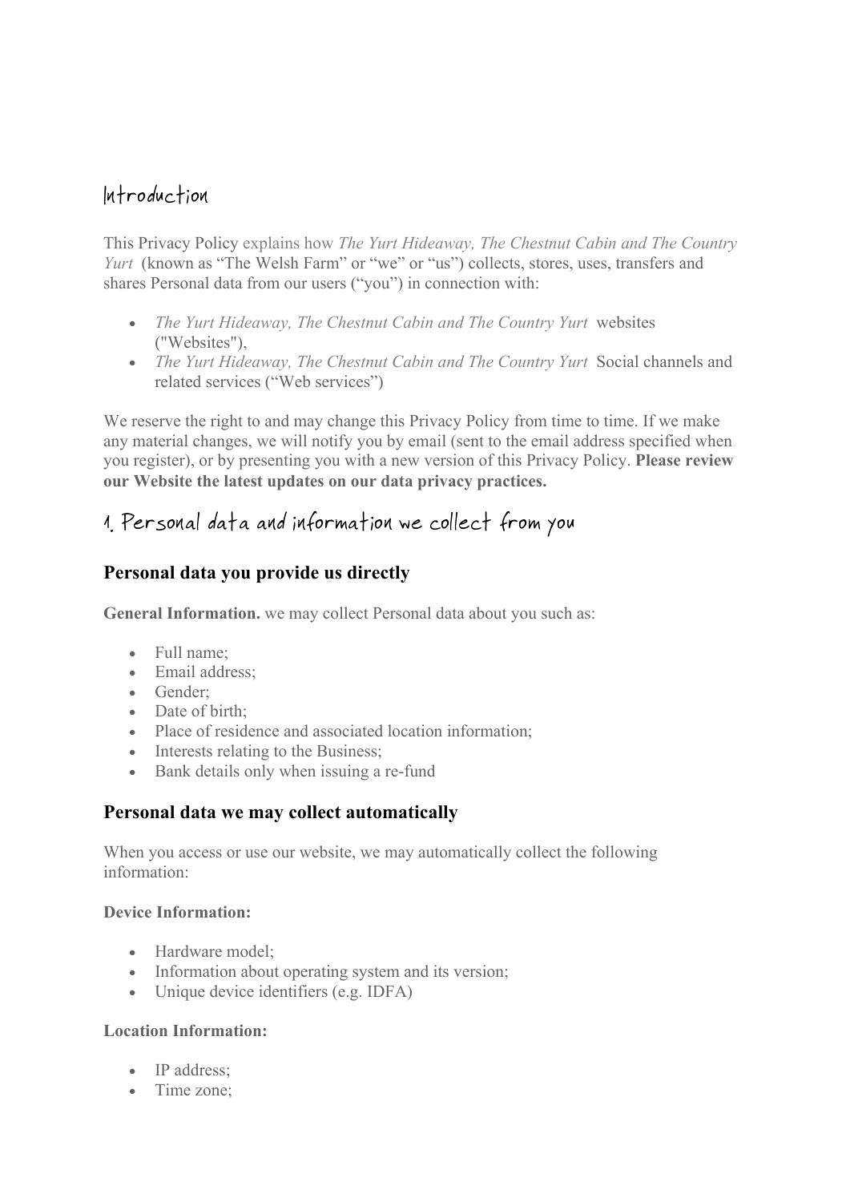## Introduction

This Privacy Policy explains how *The Yurt Hideaway, The Chestnut Cabin and The Country Yurt* (known as "The Welsh Farm" or "we" or "us") collects, stores, uses, transfers and shares Personal data from our users ("you") in connection with:

- *The Yurt Hideaway, The Chestnut Cabin and The Country Yurt* websites ("Websites"),
- *The Yurt Hideaway, The Chestnut Cabin and The Country Yurt* Social channels and related services ("Web services")

We reserve the right to and may change this Privacy Policy from time to time. If we make any material changes, we will notify you by email (sent to the email address specified when you register), or by presenting you with a new version of this Privacy Policy. **Please review our Website the latest updates on our data privacy practices.**

## 1. Personal data and information we collect from you

### Personal data you provide us directly

**General Information.** we may collect Personal data about you such as:

- Full name;
- Email address;
- Gender;
- Date of birth;
- Place of residence and associated location information;
- Interests relating to the Business;
- Bank details only when issuing a re-fund

### Personal data we may collect automatically

When you access or use our website, we may automatically collect the following information:

**Device Information:**

- Hardware model;
- Information about operating system and its version;
- Unique device identifiers (e.g. IDFA)

**Location Information:**

- IP address;
- Time zone;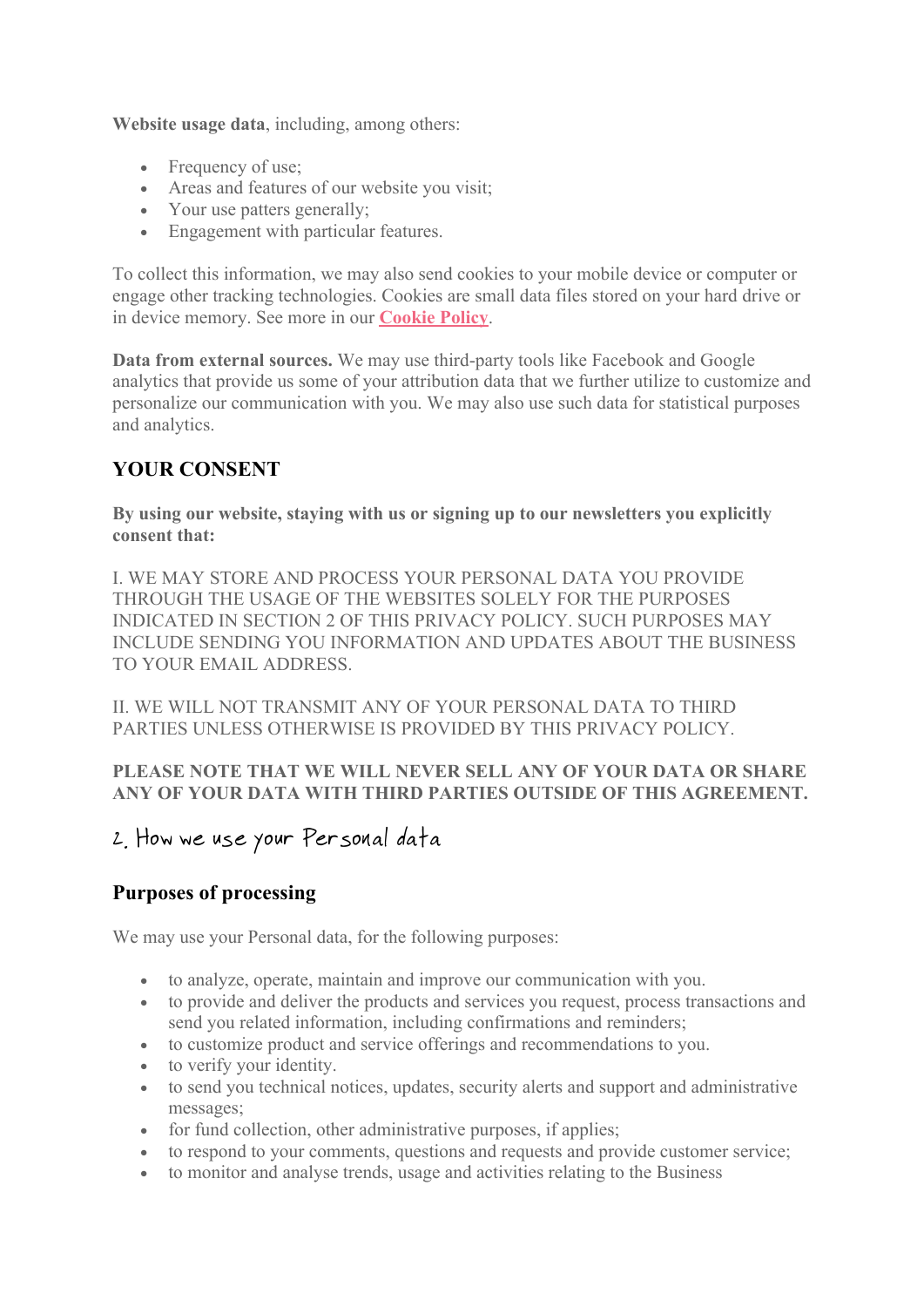**Website usage data**, including, among others:

- Frequency of use;
- Areas and features of our website you visit;
- Your use patters generally;
- Engagement with particular features.

To collect this information, we may also send cookies to your mobile device or computer or engage other tracking technologies. Cookies are small data files stored on your hard drive or in device memory. See more in our **Cookie Policy**.

**Data from external sources.** We may use third-party tools like Facebook and Google analytics that provide us some of your attribution data that we further utilize to customize and personalize our communication with you. We may also use such data for statistical purposes and analytics.

## YOUR CONSENT

**By using our website, staying with us or signing up to our newsletters you explicitly consent that:**

I. WE MAY STORE AND PROCESS YOUR PERSONAL DATA YOU PROVIDE THROUGH THE USAGE OF THE WEBSITES SOLELY FOR THE PURPOSES INDICATED IN SECTION 2 OF THIS PRIVACY POLICY. SUCH PURPOSES MAY INCLUDE SENDING YOU INFORMATION AND UPDATES ABOUT THE BUSINESS TO YOUR EMAIL ADDRESS.

II. WE WILL NOT TRANSMIT ANY OF YOUR PERSONAL DATA TO THIRD PARTIES UNLESS OTHERWISE IS PROVIDED BY THIS PRIVACY POLICY.

**PLEASE NOTE THAT WE WILL NEVER SELL ANY OF YOUR DATA OR SHARE ANY OF YOUR DATA WITH THIRD PARTIES OUTSIDE OF THIS AGREEMENT.**

# 2. How we use your Personal data

## Purposes of processing

We may use your Personal data, for the following purposes:

- to analyze, operate, maintain and improve our communication with you.
- to provide and deliver the products and services you request, process transactions and send you related information, including confirmations and reminders;
- to customize product and service offerings and recommendations to you.
- to verify your identity.
- to send you technical notices, updates, security alerts and support and administrative messages;
- for fund collection, other administrative purposes, if applies;
- to respond to your comments, questions and requests and provide customer service;
- to monitor and analyse trends, usage and activities relating to the Business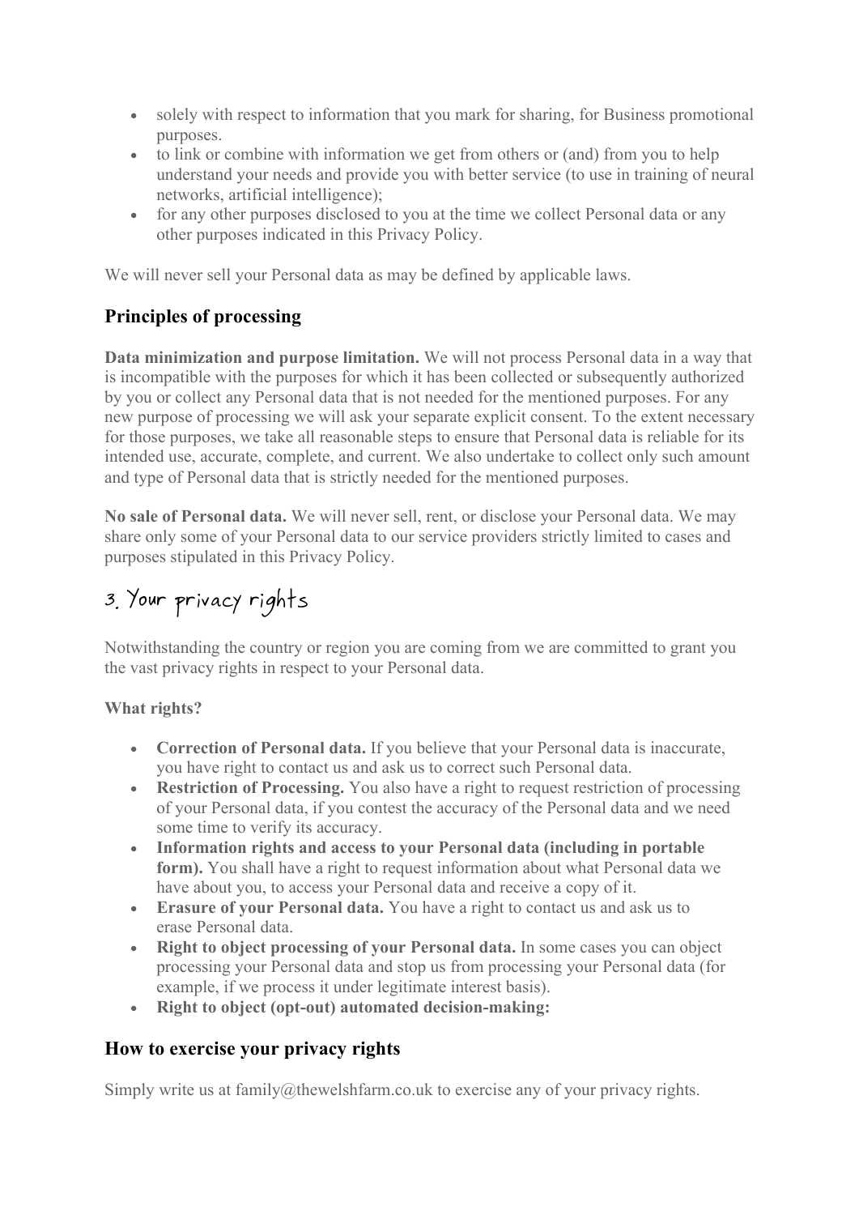- solely with respect to information that you mark for sharing, for Business promotional purposes.
- to link or combine with information we get from others or (and) from you to help understand your needs and provide you with better service (to use in training of neural networks, artificial intelligence);
- for any other purposes disclosed to you at the time we collect Personal data or any other purposes indicated in this Privacy Policy.

We will never sell your Personal data as may be defined by applicable laws.

### Principles of processing

**Data minimization and purpose limitation.** We will not process Personal data in a way that is incompatible with the purposes for which it has been collected or subsequently authorized by you or collect any Personal data that is not needed for the mentioned purposes. For any new purpose of processing we will ask your separate explicit consent. To the extent necessary for those purposes, we take all reasonable steps to ensure that Personal data is reliable for its intended use, accurate, complete, and current. We also undertake to collect only such amount and type of Personal data that is strictly needed for the mentioned purposes.

**No sale of Personal data.** We will never sell, rent, or disclose your Personal data. We may share only some of your Personal data to our service providers strictly limited to cases and purposes stipulated in this Privacy Policy.

## 3. Your privacy rights

Notwithstanding the country or region you are coming from we are committed to grant you the vast privacy rights in respect to your Personal data.

**What rights?**

- **Correction of Personal data.** If you believe that your Personal data is inaccurate, you have right to contact us and ask us to correct such Personal data.
- **Restriction of Processing.** You also have a right to request restriction of processing of your Personal data, if you contest the accuracy of the Personal data and we need some time to verify its accuracy.
- **Information rights and access to your Personal data (including in portable form).** You shall have a right to request information about what Personal data we have about you, to access your Personal data and receive a copy of it.
- **Erasure of your Personal data.** You have a right to contact us and ask us to erase Personal data.
- **Right to object processing of your Personal data.** In some cases you can object processing your Personal data and stop us from processing your Personal data (for example, if we process it under legitimate interest basis).
- **Right to object (opt-out) automated decision-making:**

### How to exercise your privacy rights

Simply write us at family@thewelshfarm.co.uk to exercise any of your privacy rights.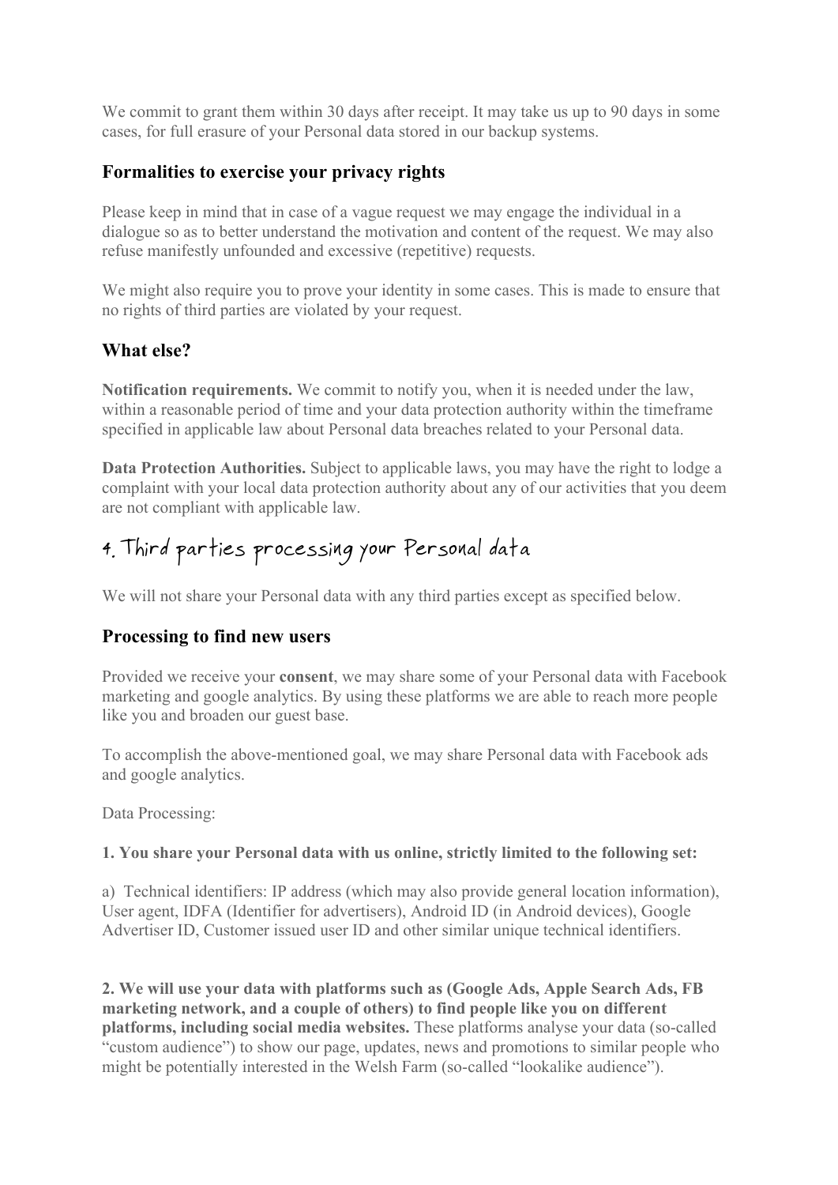We commit to grant them within 30 days after receipt. It may take us up to 90 days in some cases, for full erasure of your Personal data stored in our backup systems.

### Formalities to exercise your privacy rights

Please keep in mind that in case of a vague request we may engage the individual in a dialogue so as to better understand the motivation and content of the request. We may also refuse manifestly unfounded and excessive (repetitive) requests.

We might also require you to prove your identity in some cases. This is made to ensure that no rights of third parties are violated by your request.

### What else?

**Notification requirements.** We commit to notify you, when it is needed under the law, within a reasonable period of time and your data protection authority within the timeframe specified in applicable law about Personal data breaches related to your Personal data.

**Data Protection Authorities.** Subject to applicable laws, you may have the right to lodge a complaint with your local data protection authority about any of our activities that you deem are not compliant with applicable law.

## 4. Third parties processing your Personal data

We will not share your Personal data with any third parties except as specified below.

### Processing to find new users

Provided we receive your **consent**, we may share some of your Personal data with Facebook marketing and google analytics. By using these platforms we are able to reach more people like you and broaden our guest base.

To accomplish the above-mentioned goal, we may share Personal data with Facebook ads and google analytics.

Data Processing:

**1. You share your Personal data with us online, strictly limited to the following set:**

a) Technical identifiers: IP address (which may also provide general location information), User agent, IDFA (Identifier for advertisers), Android ID (in Android devices), Google Advertiser ID, Customer issued user ID and other similar unique technical identifiers.

**2. We will use your data with platforms such as (Google Ads, Apple Search Ads, FB marketing network, and a couple of others) to find people like you on different platforms, including social media websites.** These platforms analyse your data (so-called "custom audience") to show our page, updates, news and promotions to similar people who might be potentially interested in the Welsh Farm (so-called "lookalike audience").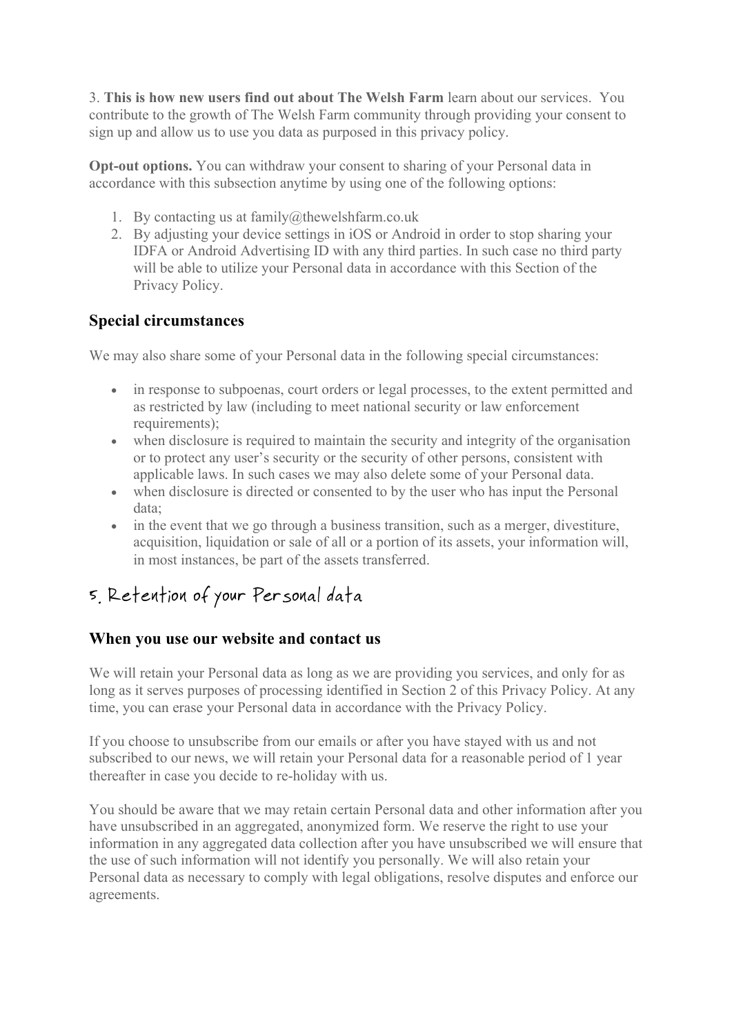3. **This is how new users find out about The Welsh Farm** learn about our services. You contribute to the growth of The Welsh Farm community through providing your consent to sign up and allow us to use you data as purposed in this privacy policy.

**Opt-out options.** You can withdraw your consent to sharing of your Personal data in accordance with this subsection anytime by using one of the following options:

1. By contacting us at family@thewelshfarm.co.uk
2. By adjusting your device settings in iOS or Android in order to stop sharing your IDFA or Android Advertising ID with any third parties. In such case no third party will be able to utilize your Personal data in accordance with this Section of the Privacy Policy.

### Special circumstances

We may also share some of your Personal data in the following special circumstances:

- in response to subpoenas, court orders or legal processes, to the extent permitted and as restricted by law (including to meet national security or law enforcement requirements);
- when disclosure is required to maintain the security and integrity of the organisation or to protect any user's security or the security of other persons, consistent with applicable laws. In such cases we may also delete some of your Personal data.
- when disclosure is directed or consented to by the user who has input the Personal data;
- in the event that we go through a business transition, such as a merger, divestiture, acquisition, liquidation or sale of all or a portion of its assets, your information will, in most instances, be part of the assets transferred.

## 5. Retention of your Personal data

### When you use our website and contact us

We will retain your Personal data as long as we are providing you services, and only for as long as it serves purposes of processing identified in Section 2 of this Privacy Policy. At any time, you can erase your Personal data in accordance with the Privacy Policy.

If you choose to unsubscribe from our emails or after you have stayed with us and not subscribed to our news, we will retain your Personal data for a reasonable period of 1 year thereafter in case you decide to re-holiday with us.

You should be aware that we may retain certain Personal data and other information after you have unsubscribed in an aggregated, anonymized form. We reserve the right to use your information in any aggregated data collection after you have unsubscribed we will ensure that the use of such information will not identify you personally. We will also retain your Personal data as necessary to comply with legal obligations, resolve disputes and enforce our agreements.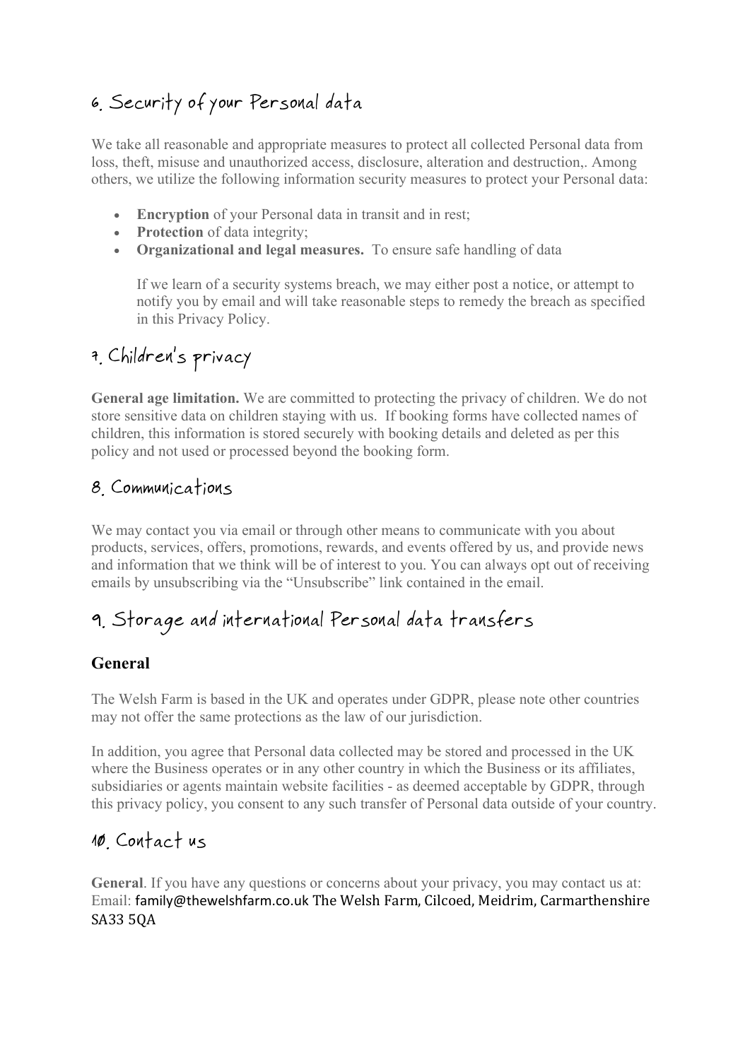## 6. Security of your Personal data

We take all reasonable and appropriate measures to protect all collected Personal data from loss, theft, misuse and unauthorized access, disclosure, alteration and destruction,. Among others, we utilize the following information security measures to protect your Personal data:

- **Encryption** of your Personal data in transit and in rest;
- **Protection** of data integrity;
- **Organizational and legal measures.** To ensure safe handling of data

  If we learn of a security systems breach, we may either post a notice, or attempt to notify you by email and will take reasonable steps to remedy the breach as specified in this Privacy Policy.

## 7. Children's privacy

**General age limitation.** We are committed to protecting the privacy of children. We do not store sensitive data on children staying with us. If booking forms have collected names of children, this information is stored securely with booking details and deleted as per this policy and not used or processed beyond the booking form.

## 8. Communications

We may contact you via email or through other means to communicate with you about products, services, offers, promotions, rewards, and events offered by us, and provide news and information that we think will be of interest to you. You can always opt out of receiving emails by unsubscribing via the "Unsubscribe" link contained in the email.

## 9. Storage and international Personal data transfers

### General

The Welsh Farm is based in the UK and operates under GDPR, please note other countries may not offer the same protections as the law of our jurisdiction.

In addition, you agree that Personal data collected may be stored and processed in the UK where the Business operates or in any other country in which the Business or its affiliates, subsidiaries or agents maintain website facilities - as deemed acceptable by GDPR, through this privacy policy, you consent to any such transfer of Personal data outside of your country.

## 10. Contact us

**General**. If you have any questions or concerns about your privacy, you may contact us at: Email: family@thewelshfarm.co.uk The Welsh Farm, Cilcoed, Meidrim, Carmarthenshire SA33 5QA